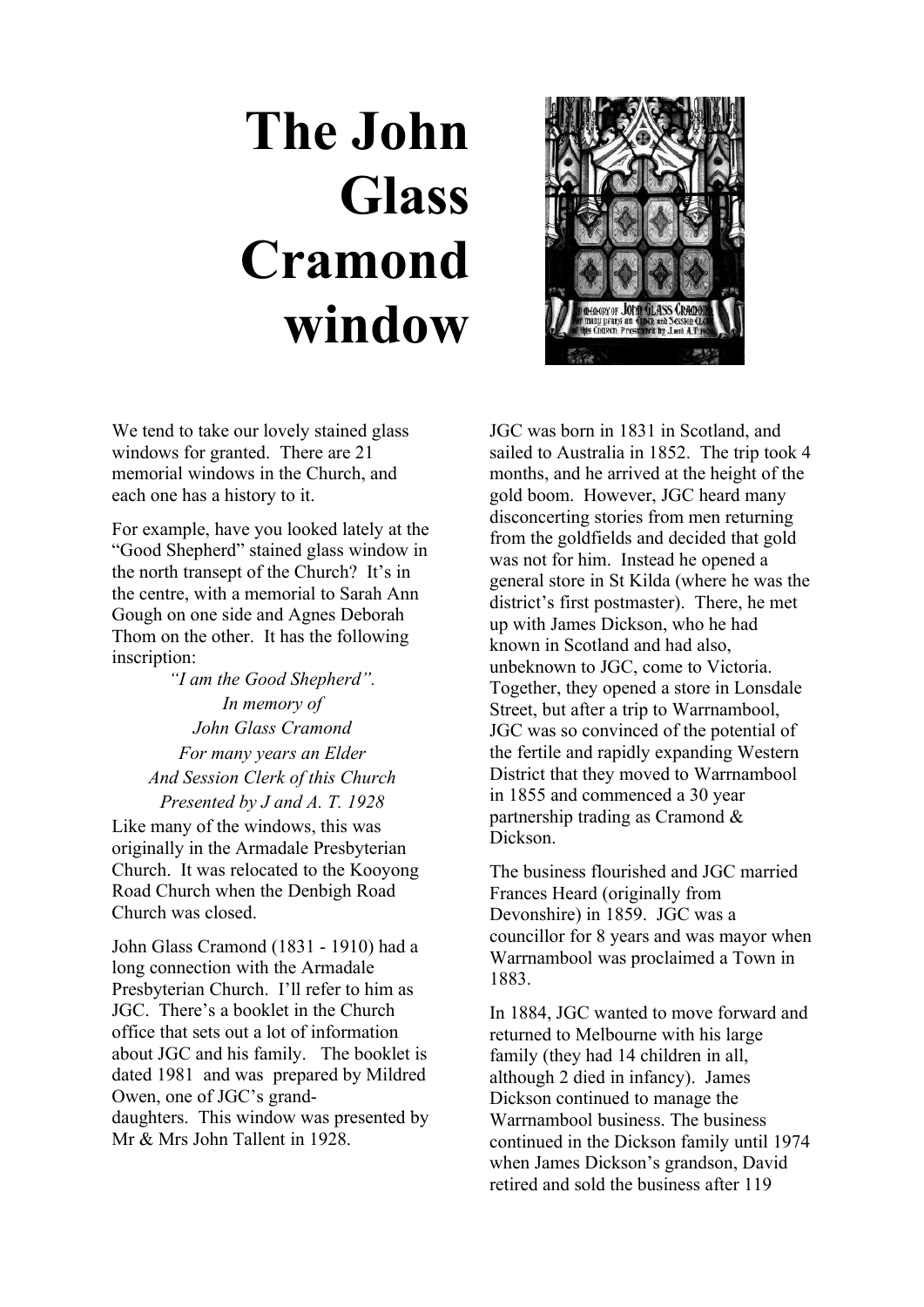# The John Glass Cramond window

We tend to take our lovely stained glass windows for granted. There are 21 memorial windows in the Church, and each one has a history to it.

For example, have you looked lately at the "Good Shepherd" stained glass window in the north transept of the Church? It's in the centre, with a memorial to Sarah Ann Gough on one side and Agnes Deborah Thom on the other. It has the following inscription:

*"I am the Good Shepherd".*
*In memory of*
*John Glass Cramond*
*For many years an Elder*
*And Session Clerk of this Church*
*Presented by J and A. T. 1928*

Like many of the windows, this was originally in the Armadale Presbyterian Church. It was relocated to the Kooyong Road Church when the Denbigh Road Church was closed.

John Glass Cramond (1831 - 1910) had a long connection with the Armadale Presbyterian Church. I'll refer to him as JGC. There's a booklet in the Church office that sets out a lot of information about JGC and his family. The booklet is dated 1981 and was prepared by Mildred Owen, one of JGC's grand-daughters. This window was presented by Mr & Mrs John Tallent in 1928.

JGC was born in 1831 in Scotland, and sailed to Australia in 1852. The trip took 4 months, and he arrived at the height of the gold boom. However, JGC heard many disconcerting stories from men returning from the goldfields and decided that gold was not for him. Instead he opened a general store in St Kilda (where he was the district's first postmaster). There, he met up with James Dickson, who he had known in Scotland and had also, unbeknown to JGC, come to Victoria. Together, they opened a store in Lonsdale Street, but after a trip to Warrnambool, JGC was so convinced of the potential of the fertile and rapidly expanding Western District that they moved to Warrnambool in 1855 and commenced a 30 year partnership trading as Cramond & Dickson.

The business flourished and JGC married Frances Heard (originally from Devonshire) in 1859. JGC was a councillor for 8 years and was mayor when Warrnambool was proclaimed a Town in 1883.

In 1884, JGC wanted to move forward and returned to Melbourne with his large family (they had 14 children in all, although 2 died in infancy). James Dickson continued to manage the Warrnambool business. The business continued in the Dickson family until 1974 when James Dickson's grandson, David retired and sold the business after 119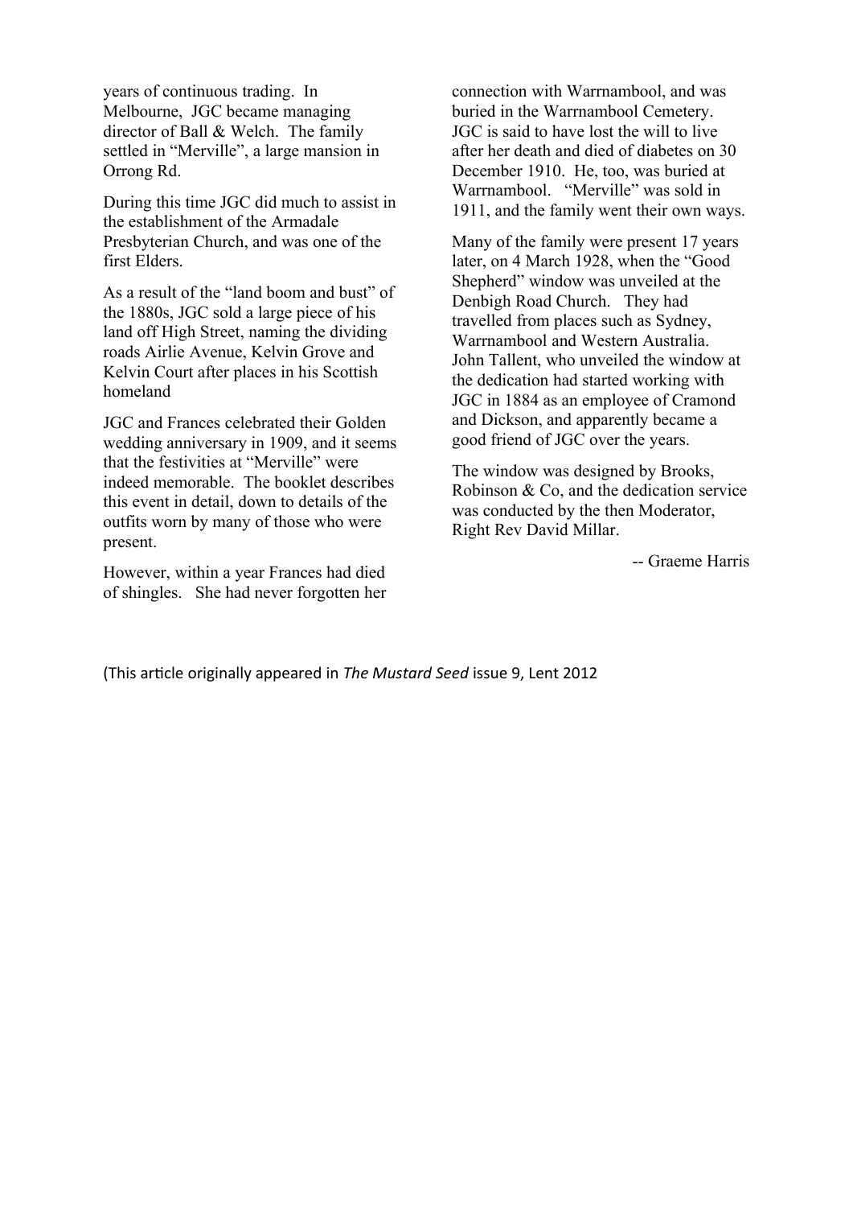years of continuous trading. In Melbourne, JGC became managing director of Ball & Welch. The family settled in "Merville", a large mansion in Orrong Rd.

During this time JGC did much to assist in the establishment of the Armadale Presbyterian Church, and was one of the first Elders.

As a result of the "land boom and bust" of the 1880s, JGC sold a large piece of his land off High Street, naming the dividing roads Airlie Avenue, Kelvin Grove and Kelvin Court after places in his Scottish homeland

JGC and Frances celebrated their Golden wedding anniversary in 1909, and it seems that the festivities at "Merville" were indeed memorable. The booklet describes this event in detail, down to details of the outfits worn by many of those who were present.

However, within a year Frances had died of shingles. She had never forgotten her connection with Warrnambool, and was buried in the Warrnambool Cemetery. JGC is said to have lost the will to live after her death and died of diabetes on 30 December 1910. He, too, was buried at Warrnambool. "Merville" was sold in 1911, and the family went their own ways.

Many of the family were present 17 years later, on 4 March 1928, when the "Good Shepherd" window was unveiled at the Denbigh Road Church. They had travelled from places such as Sydney, Warrnambool and Western Australia. John Tallent, who unveiled the window at the dedication had started working with JGC in 1884 as an employee of Cramond and Dickson, and apparently became a good friend of JGC over the years.

The window was designed by Brooks, Robinson & Co, and the dedication service was conducted by the then Moderator, Right Rev David Millar.

-- Graeme Harris

(This article originally appeared in *The Mustard Seed* issue 9, Lent 2012